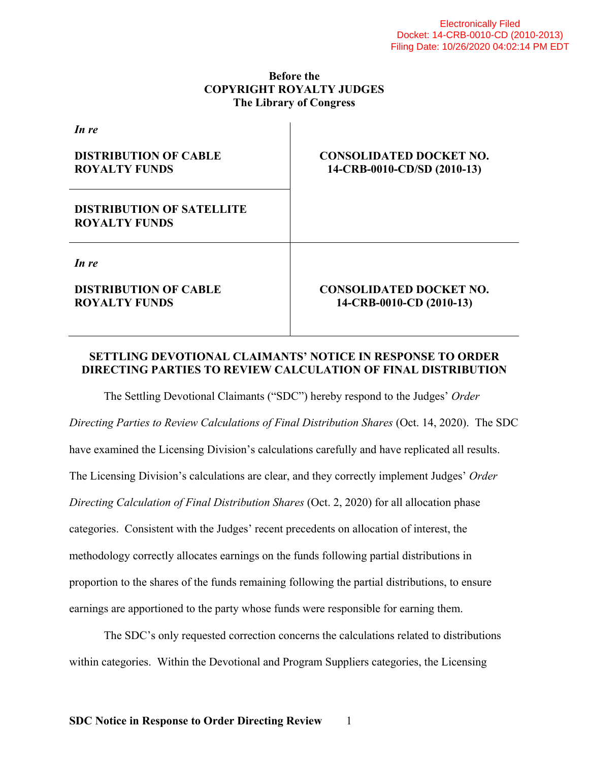Electronically Filed
Docket: 14-CRB-0010-CD (2010-2013)
Filing Date: 10/26/2020 04:02:14 PM EDT

**Before the**
**COPYRIGHT ROYALTY JUDGES**
**The Library of Congress**

| *In re* | |
| --- | --- |
| **DISTRIBUTION OF CABLE ROYALTY FUNDS** | **CONSOLIDATED DOCKET NO. 14-CRB-0010-CD/SD (2010-13)** |
| **DISTRIBUTION OF SATELLITE ROYALTY FUNDS** | |
| *In re* | |
| **DISTRIBUTION OF CABLE ROYALTY FUNDS** | **CONSOLIDATED DOCKET NO. 14-CRB-0010-CD (2010-13)** |

**SETTLING DEVOTIONAL CLAIMANTS' NOTICE IN RESPONSE TO ORDER DIRECTING PARTIES TO REVIEW CALCULATION OF FINAL DISTRIBUTION**

The Settling Devotional Claimants ("SDC") hereby respond to the Judges' *Order Directing Parties to Review Calculations of Final Distribution Shares* (Oct. 14, 2020). The SDC have examined the Licensing Division's calculations carefully and have replicated all results. The Licensing Division's calculations are clear, and they correctly implement Judges' *Order Directing Calculation of Final Distribution Shares* (Oct. 2, 2020) for all allocation phase categories. Consistent with the Judges' recent precedents on allocation of interest, the methodology correctly allocates earnings on the funds following partial distributions in proportion to the shares of the funds remaining following the partial distributions, to ensure earnings are apportioned to the party whose funds were responsible for earning them.

The SDC's only requested correction concerns the calculations related to distributions within categories. Within the Devotional and Program Suppliers categories, the Licensing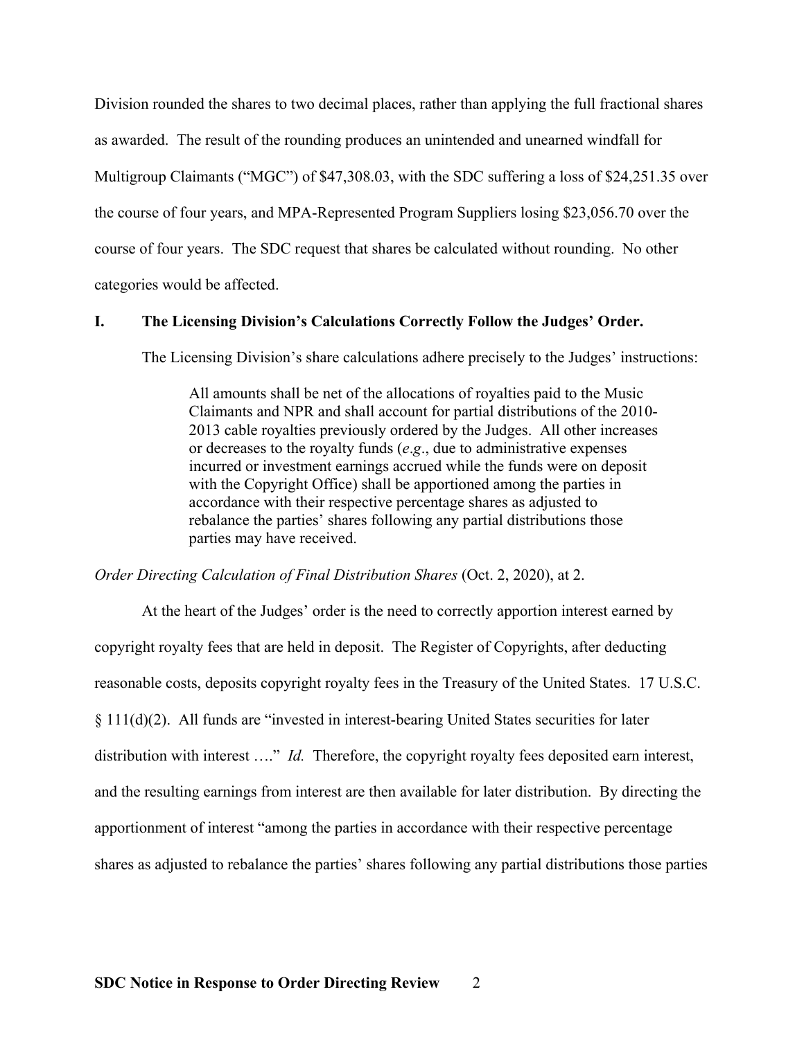Division rounded the shares to two decimal places, rather than applying the full fractional shares as awarded. The result of the rounding produces an unintended and unearned windfall for Multigroup Claimants ("MGC") of $47,308.03, with the SDC suffering a loss of $24,251.35 over the course of four years, and MPA-Represented Program Suppliers losing $23,056.70 over the course of four years. The SDC request that shares be calculated without rounding. No other categories would be affected.

## I. The Licensing Division's Calculations Correctly Follow the Judges' Order.

The Licensing Division's share calculations adhere precisely to the Judges' instructions:

> All amounts shall be net of the allocations of royalties paid to the Music Claimants and NPR and shall account for partial distributions of the 2010-2013 cable royalties previously ordered by the Judges. All other increases or decreases to the royalty funds (*e.g*., due to administrative expenses incurred or investment earnings accrued while the funds were on deposit with the Copyright Office) shall be apportioned among the parties in accordance with their respective percentage shares as adjusted to rebalance the parties' shares following any partial distributions those parties may have received.

*Order Directing Calculation of Final Distribution Shares* (Oct. 2, 2020), at 2.

At the heart of the Judges' order is the need to correctly apportion interest earned by copyright royalty fees that are held in deposit. The Register of Copyrights, after deducting reasonable costs, deposits copyright royalty fees in the Treasury of the United States. 17 U.S.C. § 111(d)(2). All funds are "invested in interest-bearing United States securities for later distribution with interest …." *Id.* Therefore, the copyright royalty fees deposited earn interest, and the resulting earnings from interest are then available for later distribution. By directing the apportionment of interest "among the parties in accordance with their respective percentage shares as adjusted to rebalance the parties' shares following any partial distributions those parties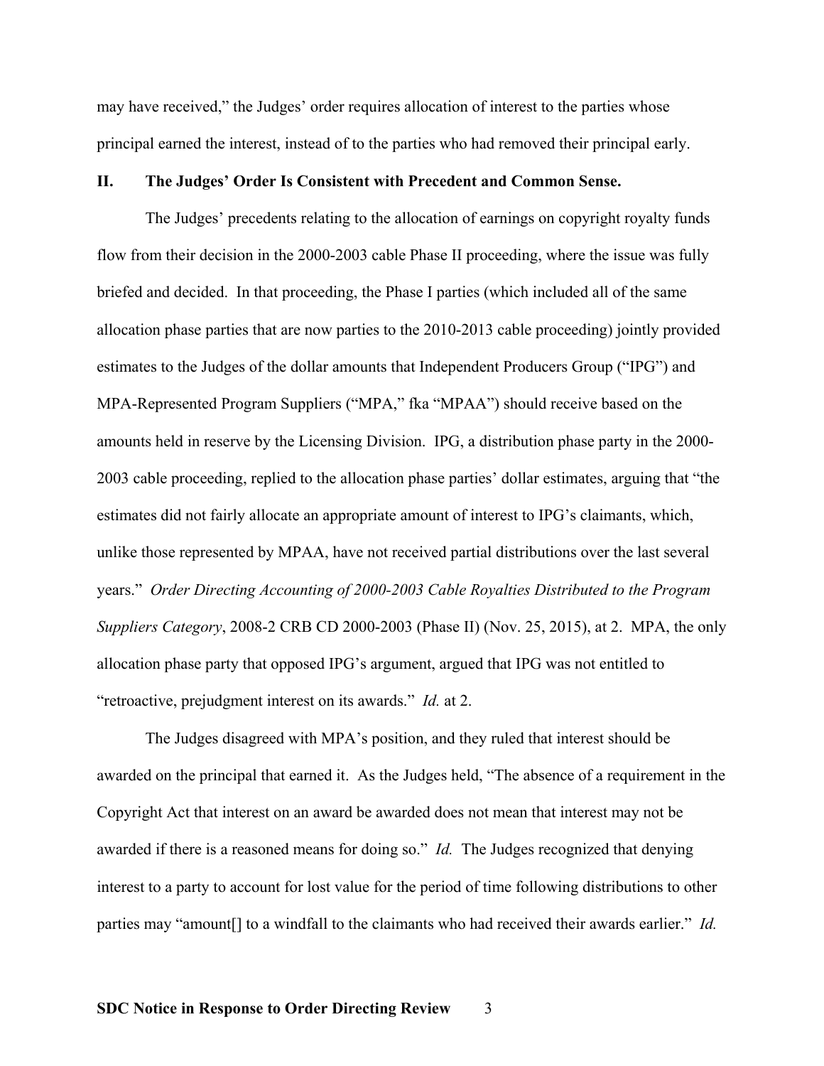may have received," the Judges' order requires allocation of interest to the parties whose principal earned the interest, instead of to the parties who had removed their principal early.

## II. The Judges' Order Is Consistent with Precedent and Common Sense.

The Judges' precedents relating to the allocation of earnings on copyright royalty funds flow from their decision in the 2000-2003 cable Phase II proceeding, where the issue was fully briefed and decided. In that proceeding, the Phase I parties (which included all of the same allocation phase parties that are now parties to the 2010-2013 cable proceeding) jointly provided estimates to the Judges of the dollar amounts that Independent Producers Group ("IPG") and MPA-Represented Program Suppliers ("MPA," fka "MPAA") should receive based on the amounts held in reserve by the Licensing Division. IPG, a distribution phase party in the 2000-2003 cable proceeding, replied to the allocation phase parties' dollar estimates, arguing that "the estimates did not fairly allocate an appropriate amount of interest to IPG's claimants, which, unlike those represented by MPAA, have not received partial distributions over the last several years." *Order Directing Accounting of 2000-2003 Cable Royalties Distributed to the Program Suppliers Category*, 2008-2 CRB CD 2000-2003 (Phase II) (Nov. 25, 2015), at 2. MPA, the only allocation phase party that opposed IPG's argument, argued that IPG was not entitled to "retroactive, prejudgment interest on its awards." *Id.* at 2.

The Judges disagreed with MPA's position, and they ruled that interest should be awarded on the principal that earned it. As the Judges held, "The absence of a requirement in the Copyright Act that interest on an award be awarded does not mean that interest may not be awarded if there is a reasoned means for doing so." *Id.* The Judges recognized that denying interest to a party to account for lost value for the period of time following distributions to other parties may "amount[] to a windfall to the claimants who had received their awards earlier." *Id.*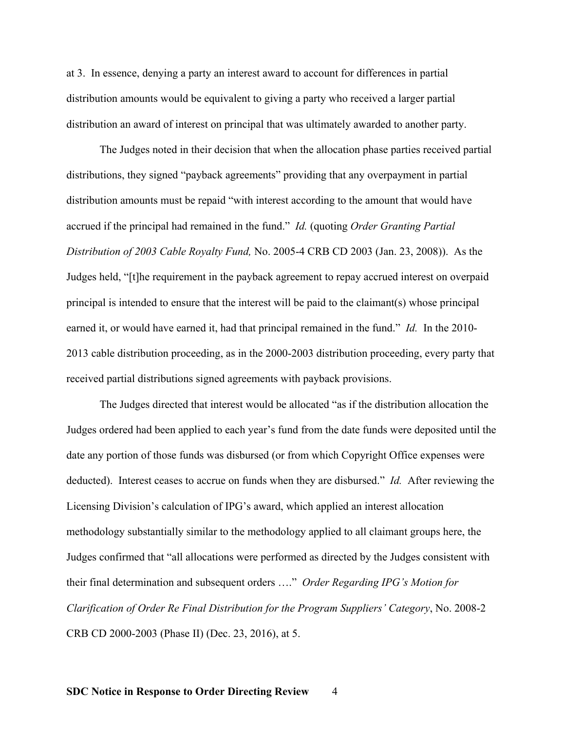at 3. In essence, denying a party an interest award to account for differences in partial distribution amounts would be equivalent to giving a party who received a larger partial distribution an award of interest on principal that was ultimately awarded to another party.

The Judges noted in their decision that when the allocation phase parties received partial distributions, they signed "payback agreements" providing that any overpayment in partial distribution amounts must be repaid "with interest according to the amount that would have accrued if the principal had remained in the fund." *Id.* (quoting *Order Granting Partial Distribution of 2003 Cable Royalty Fund,* No. 2005-4 CRB CD 2003 (Jan. 23, 2008)). As the Judges held, "[t]he requirement in the payback agreement to repay accrued interest on overpaid principal is intended to ensure that the interest will be paid to the claimant(s) whose principal earned it, or would have earned it, had that principal remained in the fund." *Id.* In the 2010-2013 cable distribution proceeding, as in the 2000-2003 distribution proceeding, every party that received partial distributions signed agreements with payback provisions.

The Judges directed that interest would be allocated "as if the distribution allocation the Judges ordered had been applied to each year's fund from the date funds were deposited until the date any portion of those funds was disbursed (or from which Copyright Office expenses were deducted). Interest ceases to accrue on funds when they are disbursed." *Id.* After reviewing the Licensing Division's calculation of IPG's award, which applied an interest allocation methodology substantially similar to the methodology applied to all claimant groups here, the Judges confirmed that "all allocations were performed as directed by the Judges consistent with their final determination and subsequent orders …." *Order Regarding IPG's Motion for Clarification of Order Re Final Distribution for the Program Suppliers' Category*, No. 2008-2 CRB CD 2000-2003 (Phase II) (Dec. 23, 2016), at 5.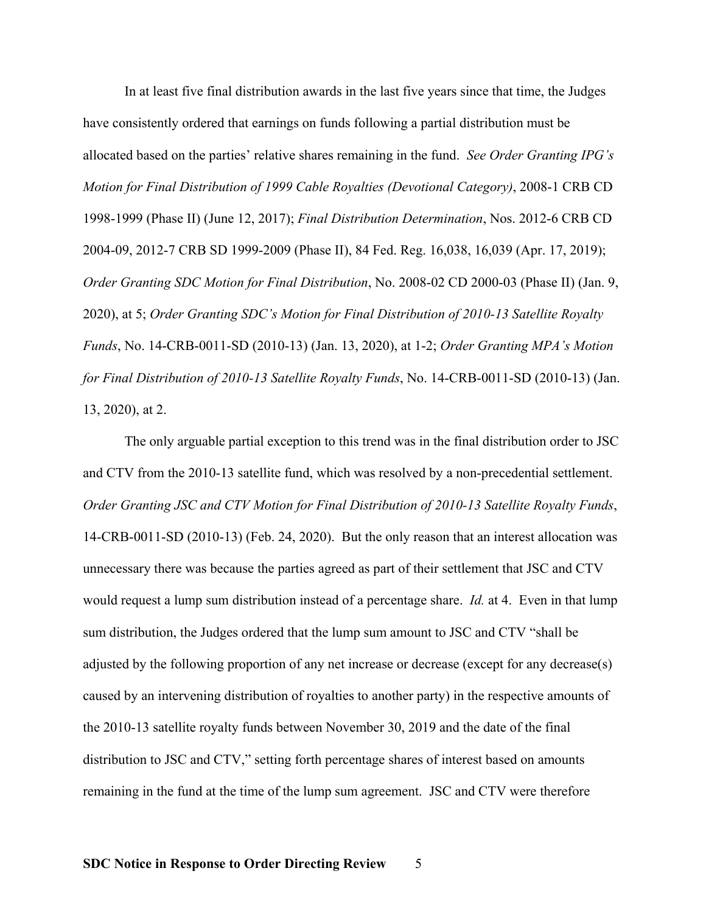In at least five final distribution awards in the last five years since that time, the Judges have consistently ordered that earnings on funds following a partial distribution must be allocated based on the parties' relative shares remaining in the fund. *See Order Granting IPG's Motion for Final Distribution of 1999 Cable Royalties (Devotional Category)*, 2008-1 CRB CD 1998-1999 (Phase II) (June 12, 2017); *Final Distribution Determination*, Nos. 2012-6 CRB CD 2004-09, 2012-7 CRB SD 1999-2009 (Phase II), 84 Fed. Reg. 16,038, 16,039 (Apr. 17, 2019); *Order Granting SDC Motion for Final Distribution*, No. 2008-02 CD 2000-03 (Phase II) (Jan. 9, 2020), at 5; *Order Granting SDC's Motion for Final Distribution of 2010-13 Satellite Royalty Funds*, No. 14-CRB-0011-SD (2010-13) (Jan. 13, 2020), at 1-2; *Order Granting MPA's Motion for Final Distribution of 2010-13 Satellite Royalty Funds*, No. 14-CRB-0011-SD (2010-13) (Jan. 13, 2020), at 2.

The only arguable partial exception to this trend was in the final distribution order to JSC and CTV from the 2010-13 satellite fund, which was resolved by a non-precedential settlement. *Order Granting JSC and CTV Motion for Final Distribution of 2010-13 Satellite Royalty Funds*, 14-CRB-0011-SD (2010-13) (Feb. 24, 2020). But the only reason that an interest allocation was unnecessary there was because the parties agreed as part of their settlement that JSC and CTV would request a lump sum distribution instead of a percentage share. *Id.* at 4. Even in that lump sum distribution, the Judges ordered that the lump sum amount to JSC and CTV "shall be adjusted by the following proportion of any net increase or decrease (except for any decrease(s) caused by an intervening distribution of royalties to another party) in the respective amounts of the 2010-13 satellite royalty funds between November 30, 2019 and the date of the final distribution to JSC and CTV," setting forth percentage shares of interest based on amounts remaining in the fund at the time of the lump sum agreement. JSC and CTV were therefore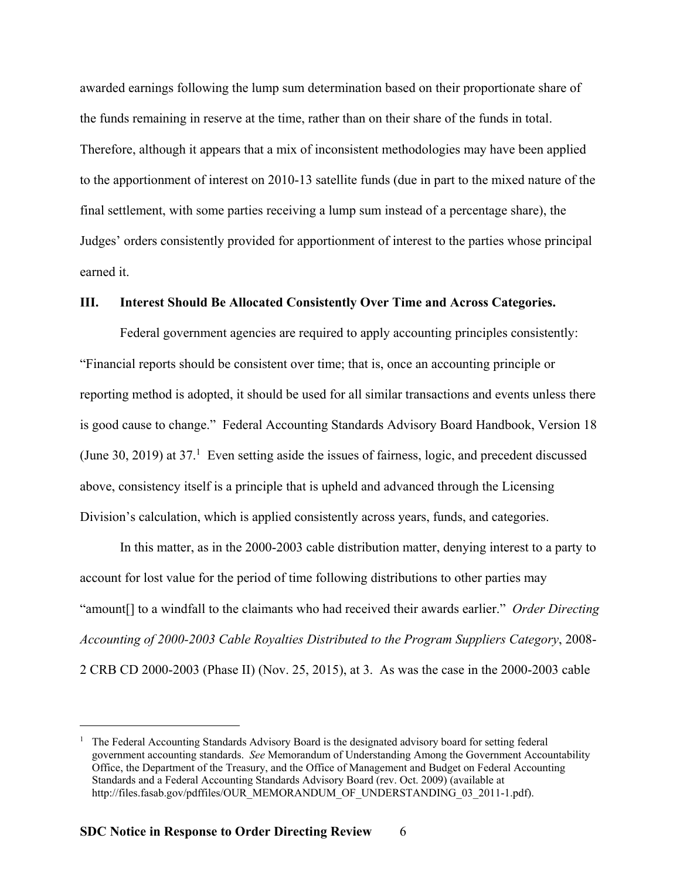awarded earnings following the lump sum determination based on their proportionate share of the funds remaining in reserve at the time, rather than on their share of the funds in total. Therefore, although it appears that a mix of inconsistent methodologies may have been applied to the apportionment of interest on 2010-13 satellite funds (due in part to the mixed nature of the final settlement, with some parties receiving a lump sum instead of a percentage share), the Judges' orders consistently provided for apportionment of interest to the parties whose principal earned it.

## III. Interest Should Be Allocated Consistently Over Time and Across Categories.

Federal government agencies are required to apply accounting principles consistently: "Financial reports should be consistent over time; that is, once an accounting principle or reporting method is adopted, it should be used for all similar transactions and events unless there is good cause to change." Federal Accounting Standards Advisory Board Handbook, Version 18 (June 30, 2019) at 37.[1] Even setting aside the issues of fairness, logic, and precedent discussed above, consistency itself is a principle that is upheld and advanced through the Licensing Division's calculation, which is applied consistently across years, funds, and categories.

In this matter, as in the 2000-2003 cable distribution matter, denying interest to a party to account for lost value for the period of time following distributions to other parties may "amount[] to a windfall to the claimants who had received their awards earlier." *Order Directing Accounting of 2000-2003 Cable Royalties Distributed to the Program Suppliers Category*, 2008-2 CRB CD 2000-2003 (Phase II) (Nov. 25, 2015), at 3. As was the case in the 2000-2003 cable

---

[1] The Federal Accounting Standards Advisory Board is the designated advisory board for setting federal government accounting standards. *See* Memorandum of Understanding Among the Government Accountability Office, the Department of the Treasury, and the Office of Management and Budget on Federal Accounting Standards and a Federal Accounting Standards Advisory Board (rev. Oct. 2009) (available at http://files.fasab.gov/pdffiles/OUR_MEMORANDUM_OF_UNDERSTANDING_03_2011-1.pdf).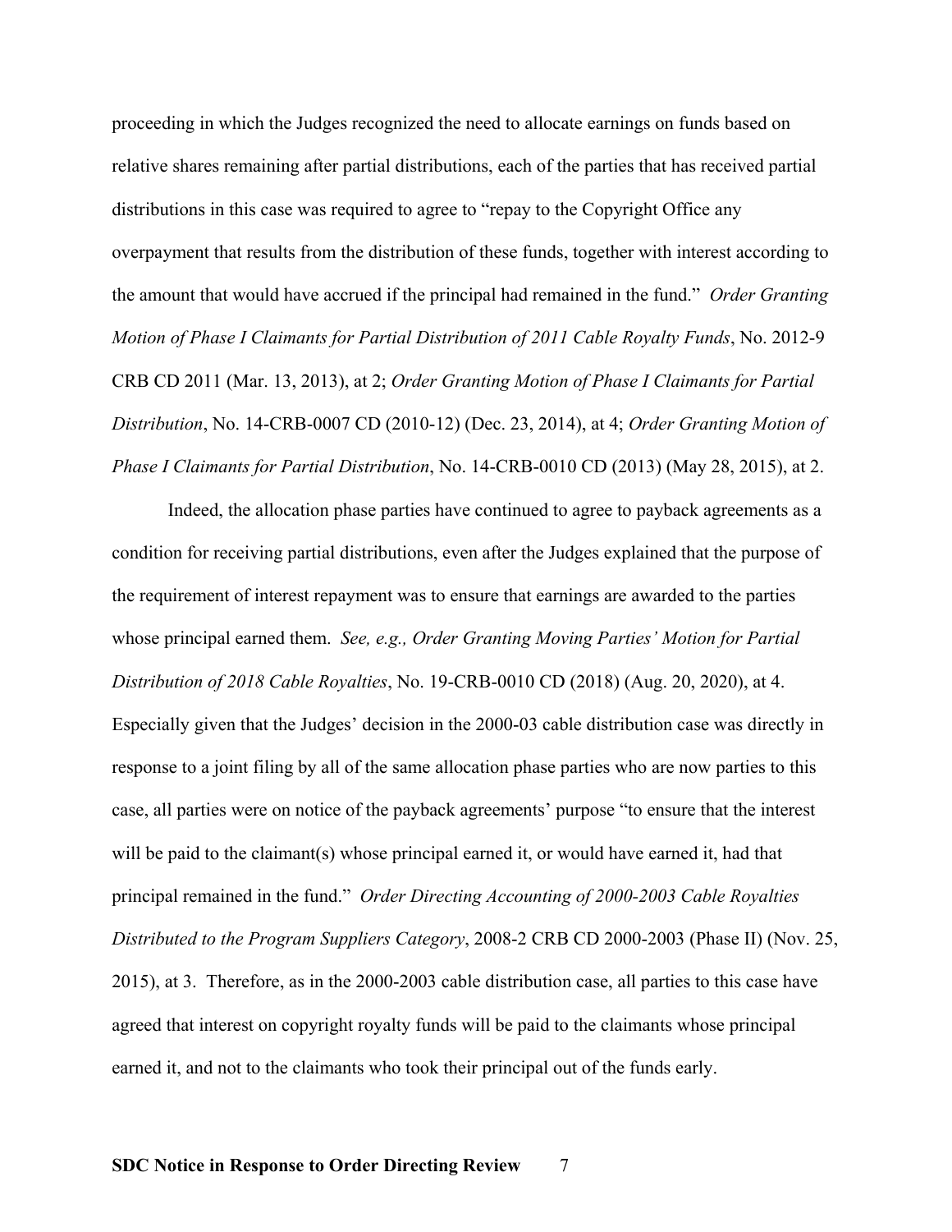proceeding in which the Judges recognized the need to allocate earnings on funds based on relative shares remaining after partial distributions, each of the parties that has received partial distributions in this case was required to agree to "repay to the Copyright Office any overpayment that results from the distribution of these funds, together with interest according to the amount that would have accrued if the principal had remained in the fund." *Order Granting Motion of Phase I Claimants for Partial Distribution of 2011 Cable Royalty Funds*, No. 2012-9 CRB CD 2011 (Mar. 13, 2013), at 2; *Order Granting Motion of Phase I Claimants for Partial Distribution*, No. 14-CRB-0007 CD (2010-12) (Dec. 23, 2014), at 4; *Order Granting Motion of Phase I Claimants for Partial Distribution*, No. 14-CRB-0010 CD (2013) (May 28, 2015), at 2.

Indeed, the allocation phase parties have continued to agree to payback agreements as a condition for receiving partial distributions, even after the Judges explained that the purpose of the requirement of interest repayment was to ensure that earnings are awarded to the parties whose principal earned them. *See, e.g., Order Granting Moving Parties' Motion for Partial Distribution of 2018 Cable Royalties*, No. 19-CRB-0010 CD (2018) (Aug. 20, 2020), at 4. Especially given that the Judges' decision in the 2000-03 cable distribution case was directly in response to a joint filing by all of the same allocation phase parties who are now parties to this case, all parties were on notice of the payback agreements' purpose "to ensure that the interest will be paid to the claimant(s) whose principal earned it, or would have earned it, had that principal remained in the fund." *Order Directing Accounting of 2000-2003 Cable Royalties Distributed to the Program Suppliers Category*, 2008-2 CRB CD 2000-2003 (Phase II) (Nov. 25, 2015), at 3. Therefore, as in the 2000-2003 cable distribution case, all parties to this case have agreed that interest on copyright royalty funds will be paid to the claimants whose principal earned it, and not to the claimants who took their principal out of the funds early.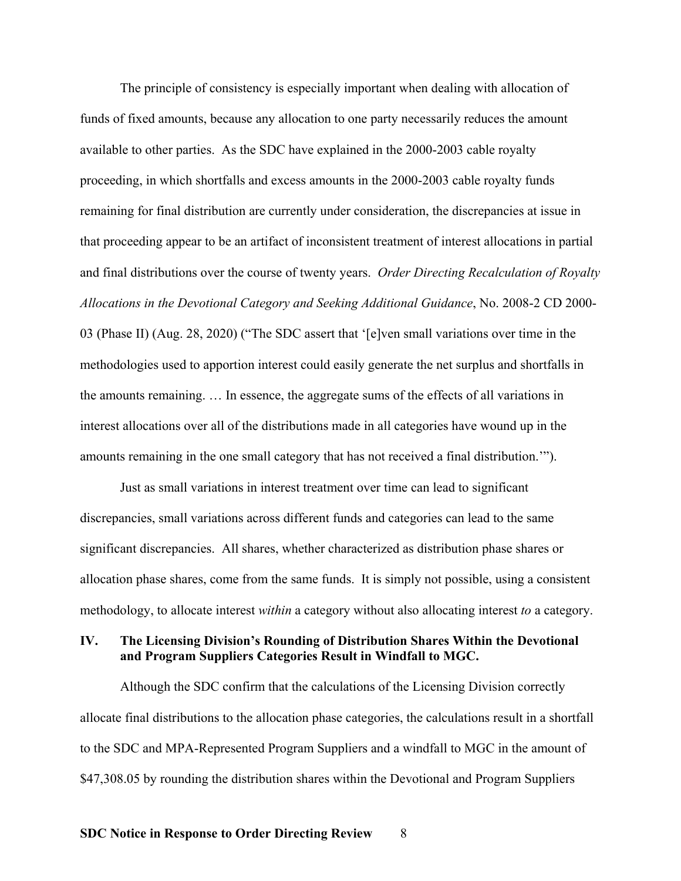The principle of consistency is especially important when dealing with allocation of funds of fixed amounts, because any allocation to one party necessarily reduces the amount available to other parties. As the SDC have explained in the 2000-2003 cable royalty proceeding, in which shortfalls and excess amounts in the 2000-2003 cable royalty funds remaining for final distribution are currently under consideration, the discrepancies at issue in that proceeding appear to be an artifact of inconsistent treatment of interest allocations in partial and final distributions over the course of twenty years. *Order Directing Recalculation of Royalty Allocations in the Devotional Category and Seeking Additional Guidance*, No. 2008-2 CD 2000-03 (Phase II) (Aug. 28, 2020) ("The SDC assert that '[e]ven small variations over time in the methodologies used to apportion interest could easily generate the net surplus and shortfalls in the amounts remaining. … In essence, the aggregate sums of the effects of all variations in interest allocations over all of the distributions made in all categories have wound up in the amounts remaining in the one small category that has not received a final distribution.'").

Just as small variations in interest treatment over time can lead to significant discrepancies, small variations across different funds and categories can lead to the same significant discrepancies. All shares, whether characterized as distribution phase shares or allocation phase shares, come from the same funds. It is simply not possible, using a consistent methodology, to allocate interest *within* a category without also allocating interest *to* a category.

## IV. The Licensing Division's Rounding of Distribution Shares Within the Devotional and Program Suppliers Categories Result in Windfall to MGC.

Although the SDC confirm that the calculations of the Licensing Division correctly allocate final distributions to the allocation phase categories, the calculations result in a shortfall to the SDC and MPA-Represented Program Suppliers and a windfall to MGC in the amount of $47,308.05 by rounding the distribution shares within the Devotional and Program Suppliers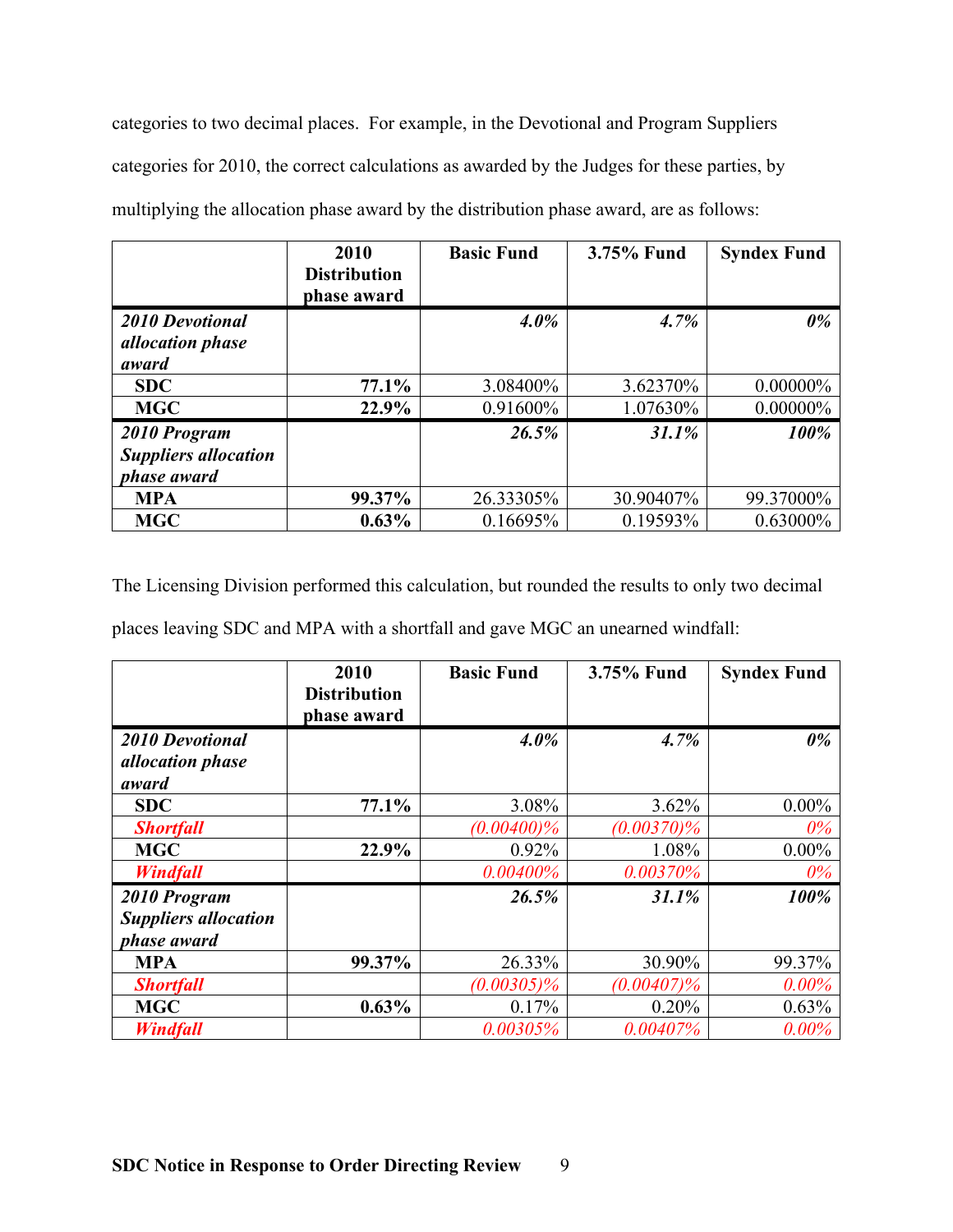categories to two decimal places. For example, in the Devotional and Program Suppliers categories for 2010, the correct calculations as awarded by the Judges for these parties, by multiplying the allocation phase award by the distribution phase award, are as follows:

| | 2010 Distribution phase award | Basic Fund | 3.75% Fund | Syndex Fund |
|---|---|---|---|---|
| ***2010 Devotional allocation phase award*** | | ***4.0%*** | ***4.7%*** | ***0%*** |
| **SDC** | **77.1%** | 3.08400% | 3.62370% | 0.00000% |
| **MGC** | **22.9%** | 0.91600% | 1.07630% | 0.00000% |
| ***2010 Program Suppliers allocation phase award*** | | ***26.5%*** | ***31.1%*** | ***100%*** |
| **MPA** | **99.37%** | 26.33305% | 30.90407% | 99.37000% |
| **MGC** | **0.63%** | 0.16695% | 0.19593% | 0.63000% |

The Licensing Division performed this calculation, but rounded the results to only two decimal places leaving SDC and MPA with a shortfall and gave MGC an unearned windfall:

| | 2010 Distribution phase award | Basic Fund | 3.75% Fund | Syndex Fund |
|---|---|---|---|---|
| ***2010 Devotional allocation phase award*** | | ***4.0%*** | ***4.7%*** | ***0%*** |
| **SDC** | **77.1%** | 3.08% | 3.62% | 0.00% |
| ***Shortfall*** | | *(0.00400)%* | *(0.00370)%* | *0%* |
| **MGC** | **22.9%** | 0.92% | 1.08% | 0.00% |
| ***Windfall*** | | *0.00400%* | *0.00370%* | *0%* |
| ***2010 Program Suppliers allocation phase award*** | | ***26.5%*** | ***31.1%*** | ***100%*** |
| **MPA** | **99.37%** | 26.33% | 30.90% | 99.37% |
| ***Shortfall*** | | *(0.00305)%* | *(0.00407)%* | *0.00%* |
| **MGC** | **0.63%** | 0.17% | 0.20% | 0.63% |
| ***Windfall*** | | *0.00305%* | *0.00407%* | *0.00%* |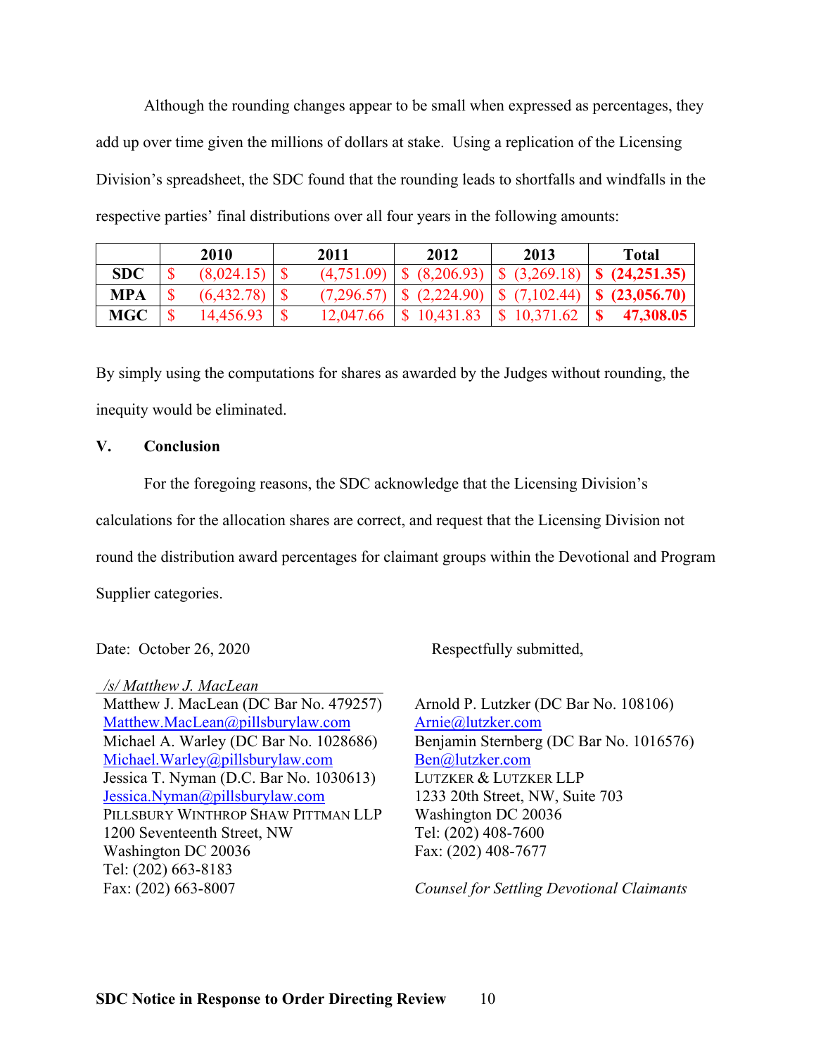Although the rounding changes appear to be small when expressed as percentages, they add up over time given the millions of dollars at stake. Using a replication of the Licensing Division's spreadsheet, the SDC found that the rounding leads to shortfalls and windfalls in the respective parties' final distributions over all four years in the following amounts:

| | 2010 | 2011 | 2012 | 2013 | Total |
|---|---|---|---|---|---|
| **SDC** | $ (8,024.15) | $ (4,751.09) | $ (8,206.93) | $ (3,269.18) | **$ (24,251.35)** |
| **MPA** | $ (6,432.78) | $ (7,296.57) | $ (2,224.90) | $ (7,102.44) | **$ (23,056.70)** |
| **MGC** | $ 14,456.93 | $ 12,047.66 | $ 10,431.83 | $ 10,371.62 | **$ 47,308.05** |

By simply using the computations for shares as awarded by the Judges without rounding, the inequity would be eliminated.

## V. Conclusion

For the foregoing reasons, the SDC acknowledge that the Licensing Division's calculations for the allocation shares are correct, and request that the Licensing Division not round the distribution award percentages for claimant groups within the Devotional and Program Supplier categories.

Date: October 26, 2020

Respectfully submitted,

*/s/ Matthew J. MacLean*
Matthew J. MacLean (DC Bar No. 479257)
Matthew.MacLean@pillsburylaw.com
Michael A. Warley (DC Bar No. 1028686)
Michael.Warley@pillsburylaw.com
Jessica T. Nyman (D.C. Bar No. 1030613)
Jessica.Nyman@pillsburylaw.com
PILLSBURY WINTHROP SHAW PITTMAN LLP
1200 Seventeenth Street, NW
Washington DC 20036
Tel: (202) 663-8183
Fax: (202) 663-8007

Arnold P. Lutzker (DC Bar No. 108106)
Arnie@lutzker.com
Benjamin Sternberg (DC Bar No. 1016576)
Ben@lutzker.com
LUTZKER & LUTZKER LLP
1233 20th Street, NW, Suite 703
Washington DC 20036
Tel: (202) 408-7600
Fax: (202) 408-7677

*Counsel for Settling Devotional Claimants*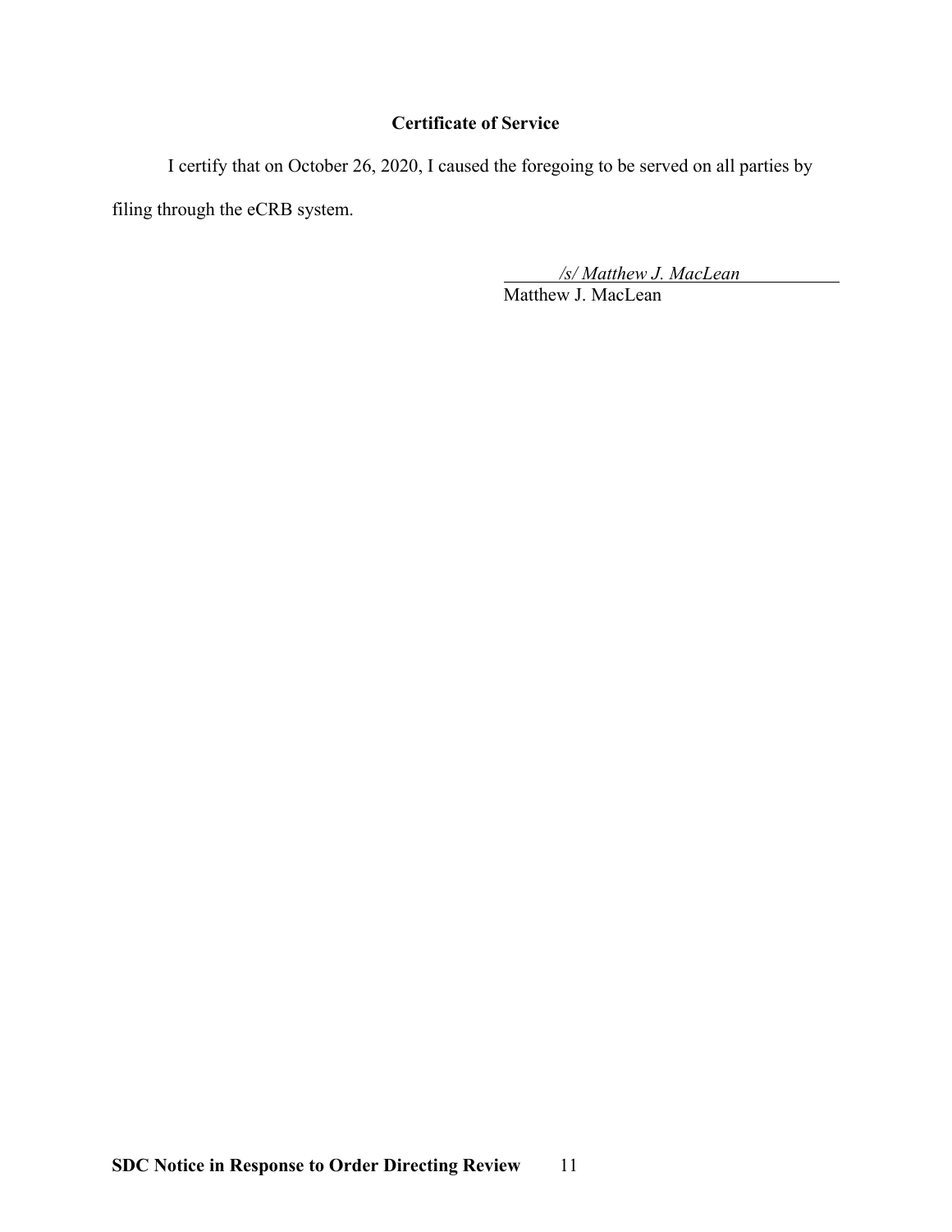## Certificate of Service

I certify that on October 26, 2020, I caused the foregoing to be served on all parties by filing through the eCRB system.

*/s/ Matthew J. MacLean*
Matthew J. MacLean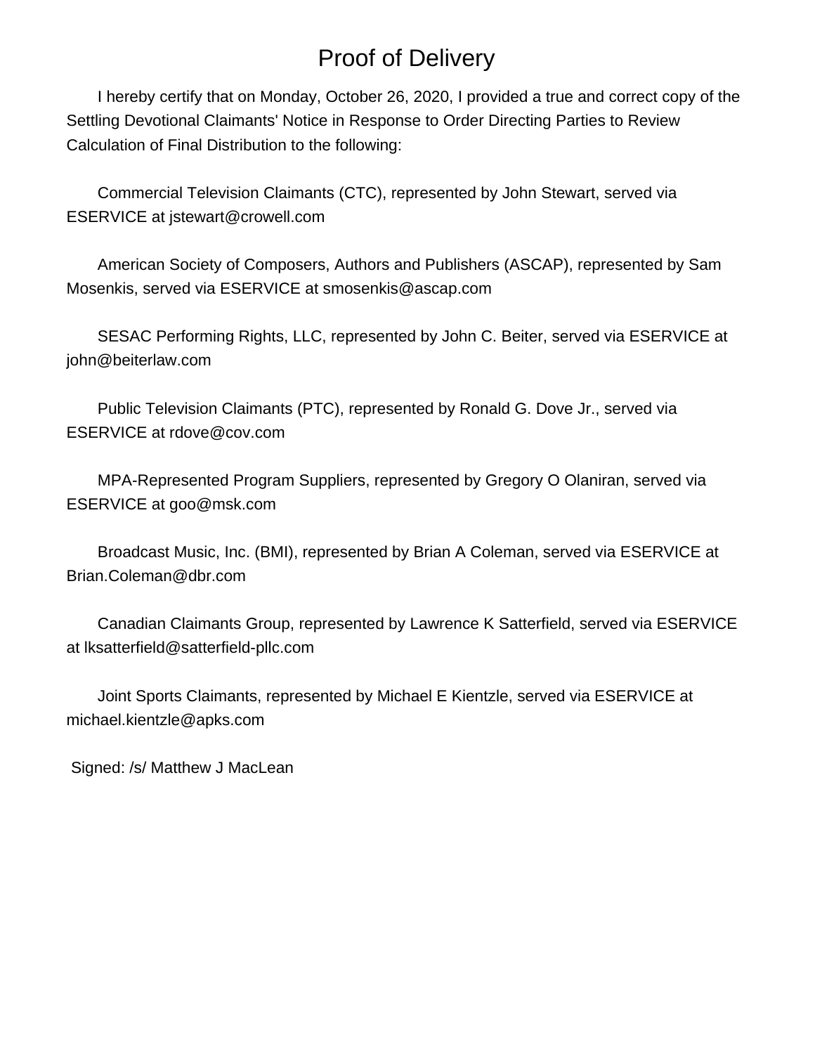# Proof of Delivery

I hereby certify that on Monday, October 26, 2020, I provided a true and correct copy of the Settling Devotional Claimants' Notice in Response to Order Directing Parties to Review Calculation of Final Distribution to the following:

Commercial Television Claimants (CTC), represented by John Stewart, served via ESERVICE at jstewart@crowell.com

American Society of Composers, Authors and Publishers (ASCAP), represented by Sam Mosenkis, served via ESERVICE at smosenkis@ascap.com

SESAC Performing Rights, LLC, represented by John C. Beiter, served via ESERVICE at john@beiterlaw.com

Public Television Claimants (PTC), represented by Ronald G. Dove Jr., served via ESERVICE at rdove@cov.com

MPA-Represented Program Suppliers, represented by Gregory O Olaniran, served via ESERVICE at goo@msk.com

Broadcast Music, Inc. (BMI), represented by Brian A Coleman, served via ESERVICE at Brian.Coleman@dbr.com

Canadian Claimants Group, represented by Lawrence K Satterfield, served via ESERVICE at lksatterfield@satterfield-pllc.com

Joint Sports Claimants, represented by Michael E Kientzle, served via ESERVICE at michael.kientzle@apks.com

Signed: /s/ Matthew J MacLean